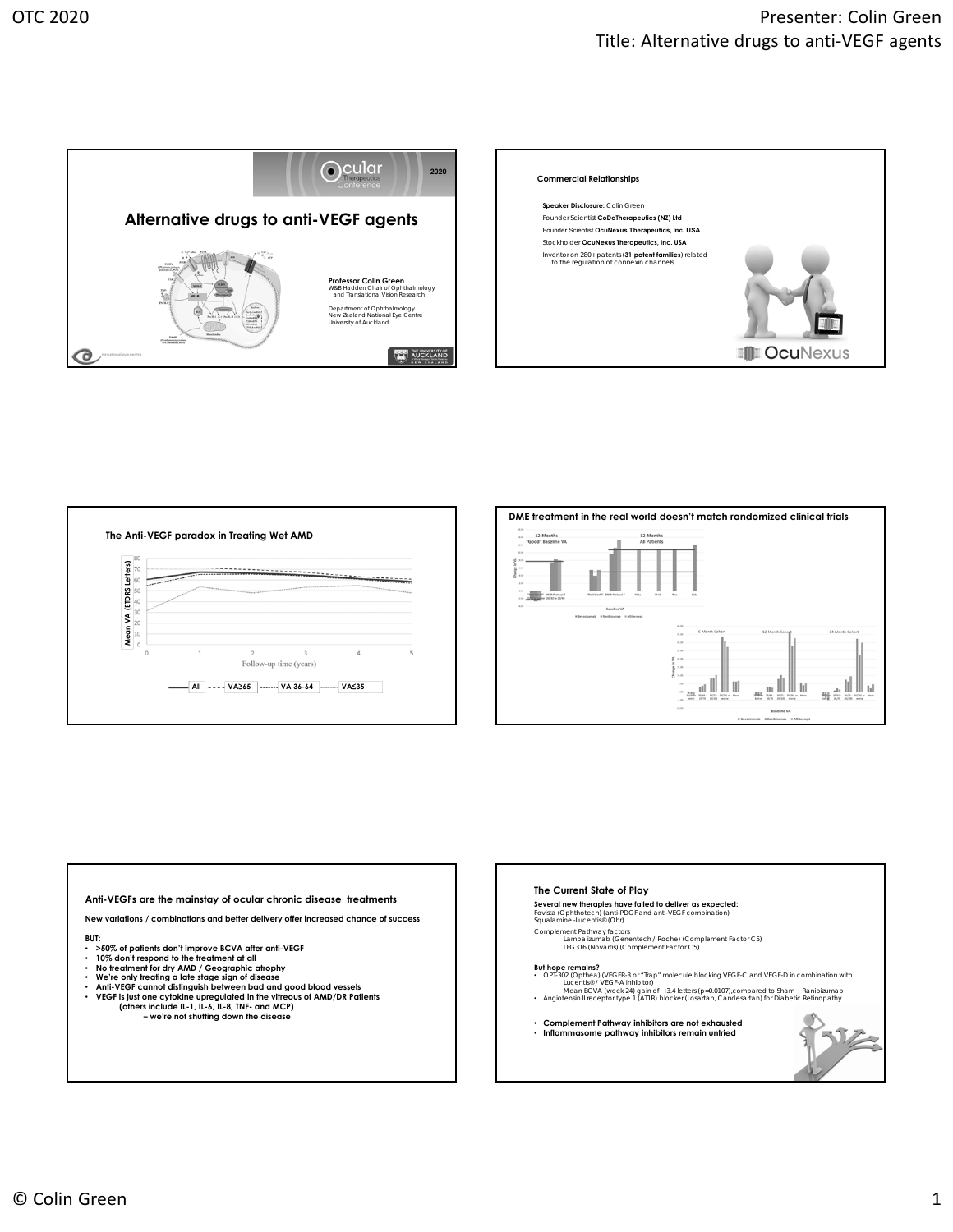## Alternative drugs to anti-VEGF agents

Ocular Therapeutics Conference 2020

**Professor Colin Green**
W&B Hadden Chair of Ophthalmology and Translational Vision Research

Department of Ophthalmology
New Zealand National Eye Centre
University of Auckland

---

### Commercial Relationships

**Speaker Disclosure:** Colin Green

Founder Scientist **CoDaTherapeutics (NZ) Ltd**

Founder Scientist **OcuNexus Therapeutics, Inc. USA**

Stockholder **OcuNexus Therapeutics, Inc. USA**

Inventor on 280+ patents (**31 patent families**) related to the regulation of connexin channels

---

### The Anti-VEGF paradox in Treating Wet AMD

Mean VA (ETDRS Letters) vs Follow-up time (years): All, VA≥65, VA 36-64, VA≤35

---

### DME treatment in the real world doesn't match randomized clinical trials

12-Months "Good" Baseline VA; 12-Months All Patients; 6-Month Cohort; 12-Month Cohort; 24-Month Cohort

Bevacizumab, Ranibizumab, Aflibercept

---

### Anti-VEGFs are the mainstay of ocular chronic disease treatments

**New variations / combinations and better delivery offer increased chance of success**

**BUT:**

- **>50% of patients don't improve BCVA after anti-VEGF**
- **10% don't respond to the treatment at all**
- **No treatment for dry AMD / Geographic atrophy**
- **We're only treating a late stage sign of disease**
- **Anti-VEGF cannot distinguish between bad and good blood vessels**
- **VEGF is just one cytokine upregulated in the vitreous of AMD/DR Patients (others include IL-1, IL-6, IL-8, TNF- and MCP) – we're not shutting down the disease**

---

### The Current State of Play

**Several new therapies have failed to deliver as expected:**
Fovista (Ophthotech) (anti-PDGF and anti-VEGF combination)
Squalamine -Lucentis® (Ohr)

Complement Pathway factors
Lampalizumab (Genentech / Roche) (Complement Factor C5)
LFG316 (Novartis) (Complement Factor C5)

**But hope remains?**

- OPT-302 (Opthea) (VEGFR-3 or "Trap" molecule blocking VEGF-C and VEGF-D in combination with Lucentis®/ VEGF-A inhibitor)
  Mean BCVA (week 24) gain of +3.4 letters (p=0.0107),compared to Sham + Ranibizumab
- Angiotensin II receptor type 1 (AT1R) blocker (Losartan, Candesartan) for Diabetic Retinopathy

- **Complement Pathway inhibitors are not exhausted**
- **Inflammasome pathway inhibitors remain untried**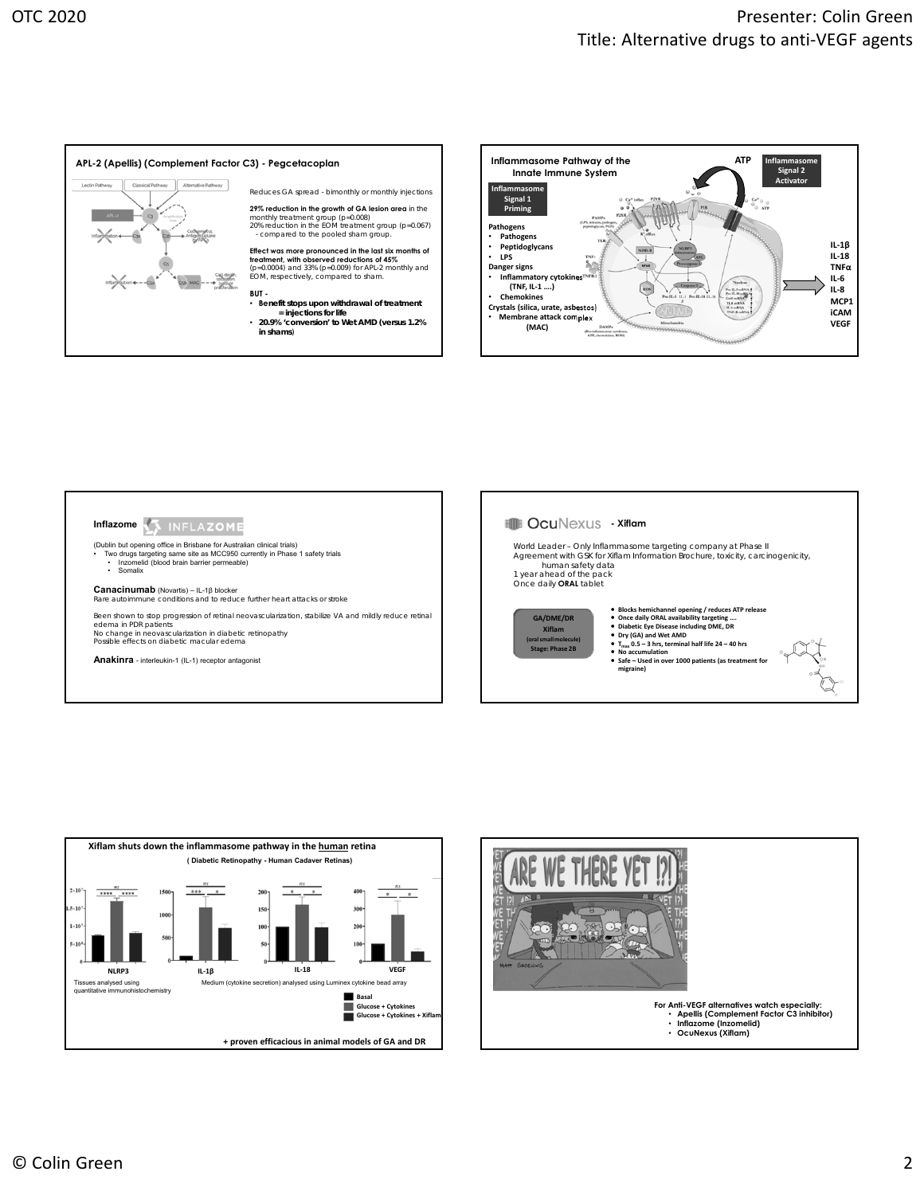## APL-2 (Apellis) (Complement Factor C3) - Pegcetacoplan

Lectin Pathway
Classical Pathway
Alternative Pathway
APL-2
C3
Inflammation
C3a
C3b
Amplification loop
Complement, Antigen Uptake by APCs
C5
Inflammation
C5a
C5b MAC
Cell death, secretion, tumor proliferation

Reduces GA spread - bimonthly or monthly injections

**29% reduction in the growth of GA lesion area** in the monthly treatment group (p=0.008)
20% reduction in the EOM treatment group (p=0.067)
- compared to the pooled sham group.

**Effect was more pronounced in the last six months of treatment, with observed reductions of 45%** (p=0.0004) and 33% (p=0.009) for APL-2 monthly and EOM, respectively, compared to sham.

**BUT -**

- **Benefit stops upon withdrawal of treatment = injections for life**
- **20.9% 'conversion' to Wet AMD (versus 1.2% in shams)**

## Inflammasome Pathway of the Innate Immune System

**Inflammasome Signal 1 Priming**

**ATP**

**Inflammasome Signal 2 Activator**

**Pathogens**
- **Pathogens**
- **Peptidoglycans**
- **LPS**

**Danger signs**
- **Inflammatory cytokines (TNF, IL-1 ....)**
- **Chemokines**

**Crystals (silica, urate, asbestos)**
- **Membrane attack complex (MAC)**

**IL-1β**
**IL-18**
**TNFα**
**IL-6**
**IL-8**
**MCP1**
**iCAM**
**VEGF**

## Inflazome

(Dublin but opening office in Brisbane for Australian clinical trials)
- Two drugs targeting same site as MCC950 currently in Phase 1 safety trials
  - Inzomelid (blood brain barrier permeable)
  - Somalix

**Canacinumab** (Novartis) – IL-1β blocker
Rare autoimmune conditions and to reduce further heart attacks or stroke

Been shown to stop progression of retinal neovascularization, stabilize VA and mildly reduce retinal edema in PDR patients
No change in neovascularization in diabetic retinopathy
Possible effects on diabetic macular edema

**Anakinra** - interleukin-1 (IL-1) receptor antagonist

## OcuNexus - Xiflam

World Leader – Only Inflammasome targeting company at Phase II
Agreement with GSK for Xiflam Information Brochure, toxicity, carcinogenicity, human safety data
1 year ahead of the pack
Once daily **ORAL** tablet

**GA/DME/DR**
**Xiflam**
**(oral small molecule)**
**Stage: Phase 2B**

- **Blocks hemichannel opening / reduces ATP release**
- **Once daily ORAL availability targeting ....**
- **Diabetic Eye Disease including DME, DR**
- **Dry (GA) and Wet AMD**
- **$T_{max}$ 0.5 – 3 hrs, terminal half life 24 – 40 hrs**
- **No accumulation**
- **Safe – Used in over 1000 patients (as treatment for migraine)**

## Xiflam shuts down the inflammasome pathway in the human retina

**( Diabetic Retinopathy - Human Cadaver Retinas)**

NLRP3
IL-1β
IL-18
VEGF

Tissues analysed using quantitative immunohistochemistry

Medium (cytokine secretion) analysed using Luminex cytokine bead array

Basal
Glucose + Cytokines
Glucose + Cytokines + Xiflam

**+ proven efficacious in animal models of GA and DR**

ARE WE THERE YET !?!

**For Anti-VEGF alternatives watch especially:**
- **Apellis (Complement Factor C3 inhibitor)**
- **Inflazome (Inzomelid)**
- **OcuNexus (Xiflam)**